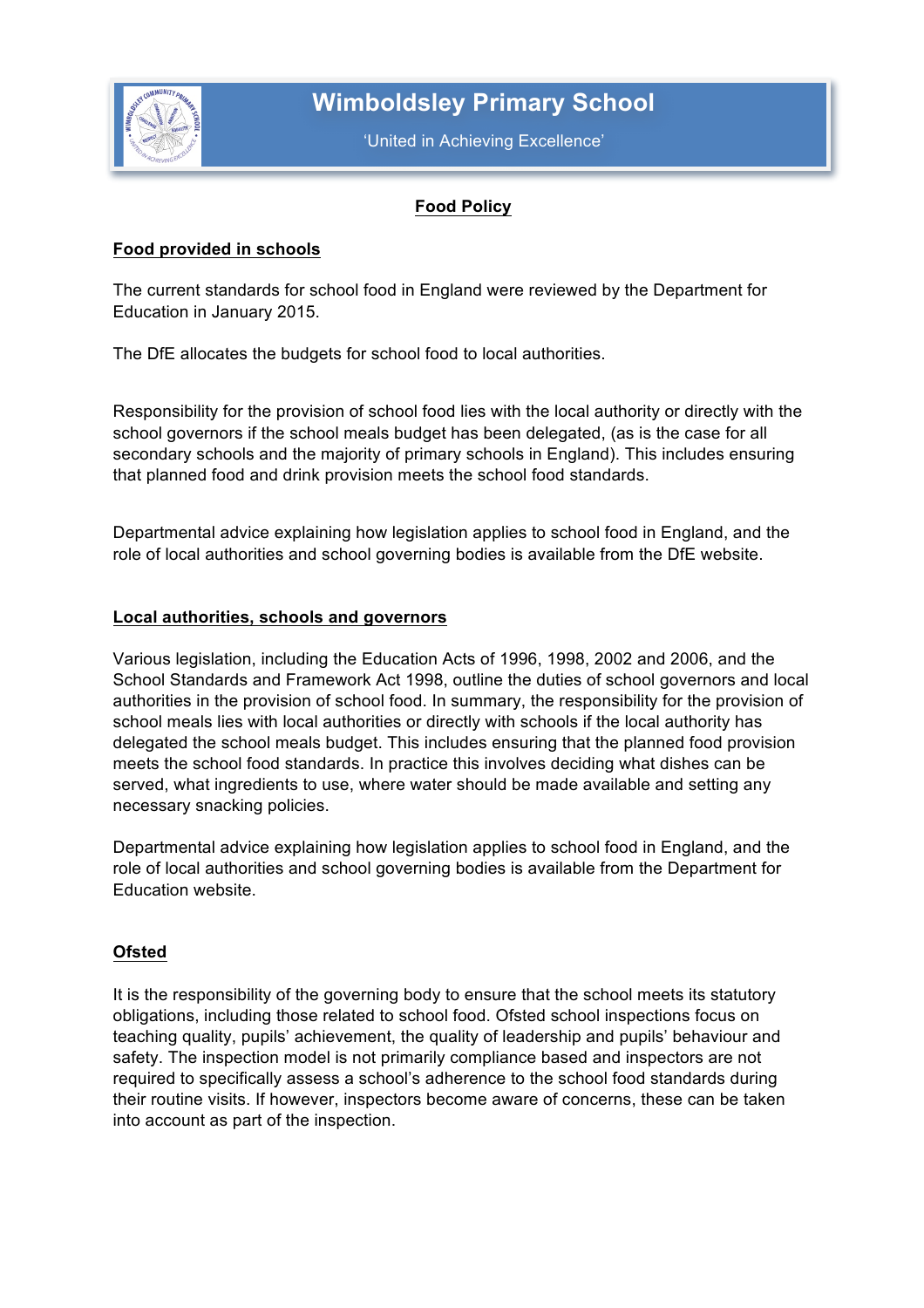# Wimboldsley Primary School

'United in Achieving Excellence'

## Food Policy

### Food provided in schools

The current standards for school food in England were reviewed by the Department for Education in January 2015.

The DfE allocates the budgets for school food to local authorities.

Responsibility for the provision of school food lies with the local authority or directly with the school governors if the school meals budget has been delegated, (as is the case for all secondary schools and the majority of primary schools in England). This includes ensuring that planned food and drink provision meets the school food standards.

Departmental advice explaining how legislation applies to school food in England, and the role of local authorities and school governing bodies is available from the DfE website.

### Local authorities, schools and governors

Various legislation, including the Education Acts of 1996, 1998, 2002 and 2006, and the School Standards and Framework Act 1998, outline the duties of school governors and local authorities in the provision of school food. In summary, the responsibility for the provision of school meals lies with local authorities or directly with schools if the local authority has delegated the school meals budget. This includes ensuring that the planned food provision meets the school food standards. In practice this involves deciding what dishes can be served, what ingredients to use, where water should be made available and setting any necessary snacking policies.

Departmental advice explaining how legislation applies to school food in England, and the role of local authorities and school governing bodies is available from the Department for Education website.

### Ofsted

It is the responsibility of the governing body to ensure that the school meets its statutory obligations, including those related to school food. Ofsted school inspections focus on teaching quality, pupils' achievement, the quality of leadership and pupils' behaviour and safety. The inspection model is not primarily compliance based and inspectors are not required to specifically assess a school's adherence to the school food standards during their routine visits. If however, inspectors become aware of concerns, these can be taken into account as part of the inspection.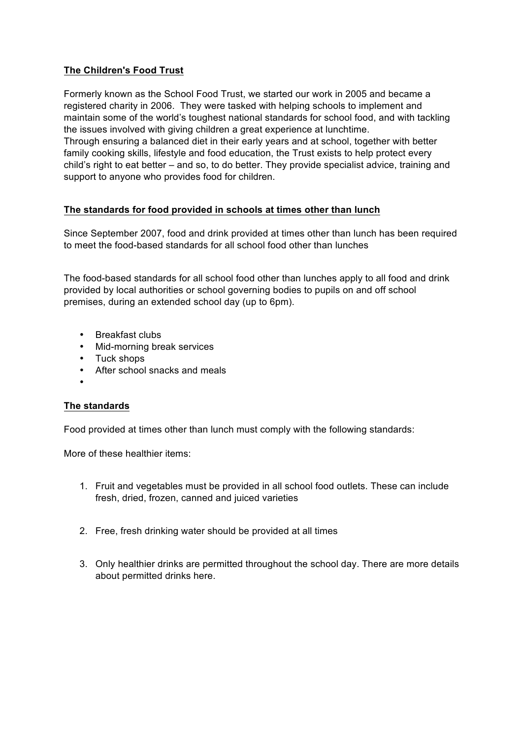**The Children's Food Trust**

Formerly known as the School Food Trust, we started our work in 2005 and became a registered charity in 2006. They were tasked with helping schools to implement and maintain some of the world's toughest national standards for school food, and with tackling the issues involved with giving children a great experience at lunchtime.
Through ensuring a balanced diet in their early years and at school, together with better family cooking skills, lifestyle and food education, the Trust exists to help protect every child's right to eat better – and so, to do better. They provide specialist advice, training and support to anyone who provides food for children.

**The standards for food provided in schools at times other than lunch**

Since September 2007, food and drink provided at times other than lunch has been required to meet the food-based standards for all school food other than lunches

The food-based standards for all school food other than lunches apply to all food and drink provided by local authorities or school governing bodies to pupils on and off school premises, during an extended school day (up to 6pm).

- Breakfast clubs
- Mid-morning break services
- Tuck shops
- After school snacks and meals
- 

**The standards**

Food provided at times other than lunch must comply with the following standards:

More of these healthier items:

1. Fruit and vegetables must be provided in all school food outlets. These can include fresh, dried, frozen, canned and juiced varieties

2. Free, fresh drinking water should be provided at all times

3. Only healthier drinks are permitted throughout the school day. There are more details about permitted drinks here.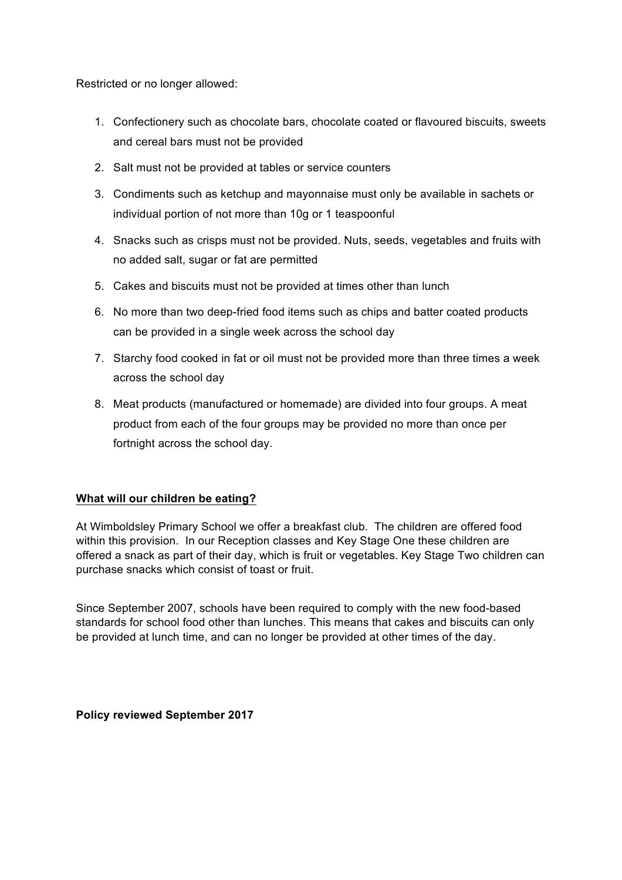Restricted or no longer allowed:

1. Confectionery such as chocolate bars, chocolate coated or flavoured biscuits, sweets and cereal bars must not be provided
2. Salt must not be provided at tables or service counters
3. Condiments such as ketchup and mayonnaise must only be available in sachets or individual portion of not more than 10g or 1 teaspoonful
4. Snacks such as crisps must not be provided. Nuts, seeds, vegetables and fruits with no added salt, sugar or fat are permitted
5. Cakes and biscuits must not be provided at times other than lunch
6. No more than two deep-fried food items such as chips and batter coated products can be provided in a single week across the school day
7. Starchy food cooked in fat or oil must not be provided more than three times a week across the school day
8. Meat products (manufactured or homemade) are divided into four groups. A meat product from each of the four groups may be provided no more than once per fortnight across the school day.

**<u>What will our children be eating?</u>**

At Wimboldsley Primary School we offer a breakfast club. The children are offered food within this provision. In our Reception classes and Key Stage One these children are offered a snack as part of their day, which is fruit or vegetables. Key Stage Two children can purchase snacks which consist of toast or fruit.

Since September 2007, schools have been required to comply with the new food-based standards for school food other than lunches. This means that cakes and biscuits can only be provided at lunch time, and can no longer be provided at other times of the day.

**Policy reviewed September 2017**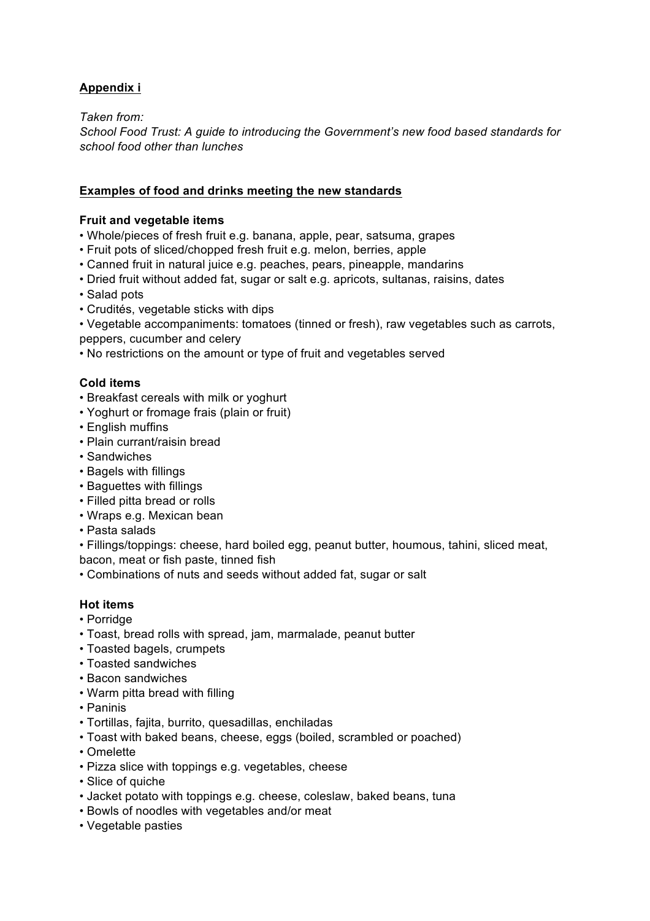**Appendix i**

*Taken from:*
*School Food Trust: A guide to introducing the Government's new food based standards for school food other than lunches*

**Examples of food and drinks meeting the new standards**

**Fruit and vegetable items**

- Whole/pieces of fresh fruit e.g. banana, apple, pear, satsuma, grapes
- Fruit pots of sliced/chopped fresh fruit e.g. melon, berries, apple
- Canned fruit in natural juice e.g. peaches, pears, pineapple, mandarins
- Dried fruit without added fat, sugar or salt e.g. apricots, sultanas, raisins, dates
- Salad pots
- Crudités, vegetable sticks with dips
- Vegetable accompaniments: tomatoes (tinned or fresh), raw vegetables such as carrots, peppers, cucumber and celery
- No restrictions on the amount or type of fruit and vegetables served

**Cold items**

- Breakfast cereals with milk or yoghurt
- Yoghurt or fromage frais (plain or fruit)
- English muffins
- Plain currant/raisin bread
- Sandwiches
- Bagels with fillings
- Baguettes with fillings
- Filled pitta bread or rolls
- Wraps e.g. Mexican bean
- Pasta salads
- Fillings/toppings: cheese, hard boiled egg, peanut butter, houmous, tahini, sliced meat, bacon, meat or fish paste, tinned fish
- Combinations of nuts and seeds without added fat, sugar or salt

**Hot items**

- Porridge
- Toast, bread rolls with spread, jam, marmalade, peanut butter
- Toasted bagels, crumpets
- Toasted sandwiches
- Bacon sandwiches
- Warm pitta bread with filling
- Paninis
- Tortillas, fajita, burrito, quesadillas, enchiladas
- Toast with baked beans, cheese, eggs (boiled, scrambled or poached)
- Omelette
- Pizza slice with toppings e.g. vegetables, cheese
- Slice of quiche
- Jacket potato with toppings e.g. cheese, coleslaw, baked beans, tuna
- Bowls of noodles with vegetables and/or meat
- Vegetable pasties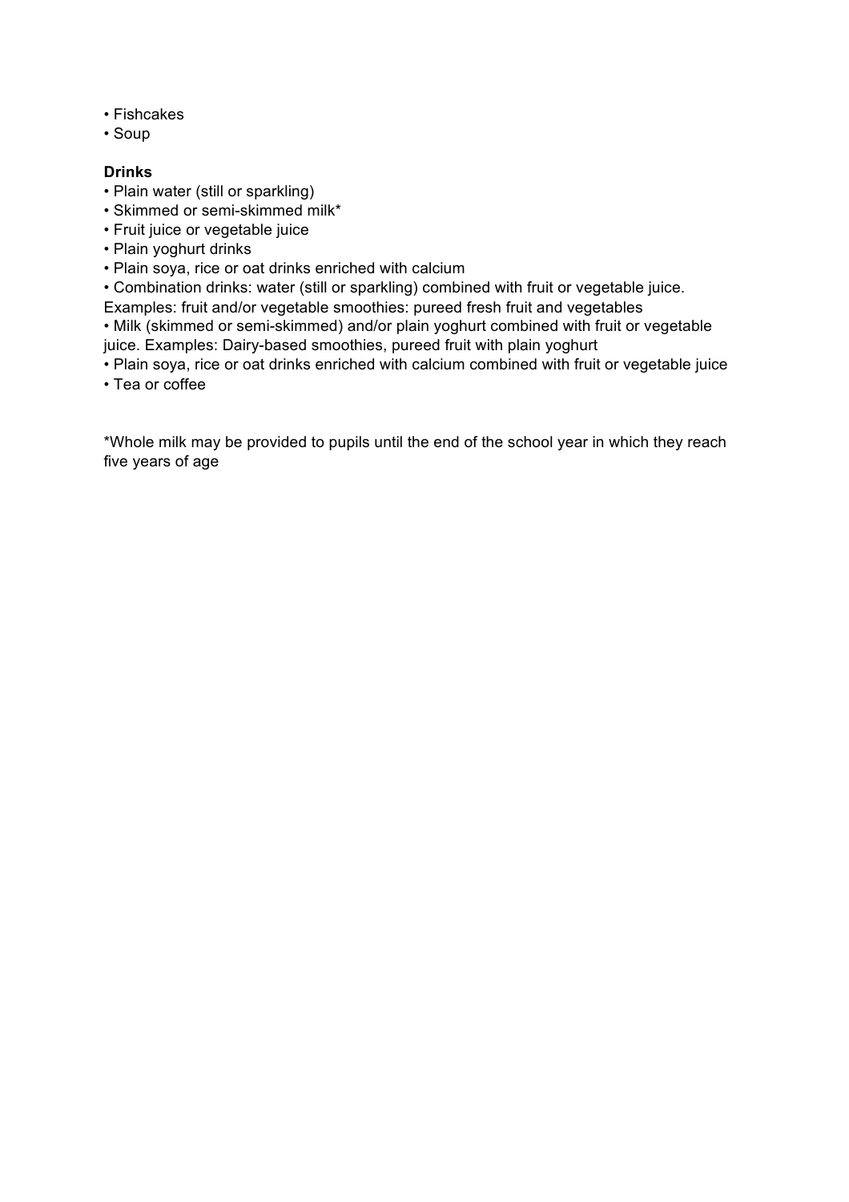- Fishcakes
- Soup

**Drinks**

- Plain water (still or sparkling)
- Skimmed or semi-skimmed milk*
- Fruit juice or vegetable juice
- Plain yoghurt drinks
- Plain soya, rice or oat drinks enriched with calcium
- Combination drinks: water (still or sparkling) combined with fruit or vegetable juice. Examples: fruit and/or vegetable smoothies: pureed fresh fruit and vegetables
- Milk (skimmed or semi-skimmed) and/or plain yoghurt combined with fruit or vegetable juice. Examples: Dairy-based smoothies, pureed fruit with plain yoghurt
- Plain soya, rice or oat drinks enriched with calcium combined with fruit or vegetable juice
- Tea or coffee

*Whole milk may be provided to pupils until the end of the school year in which they reach five years of age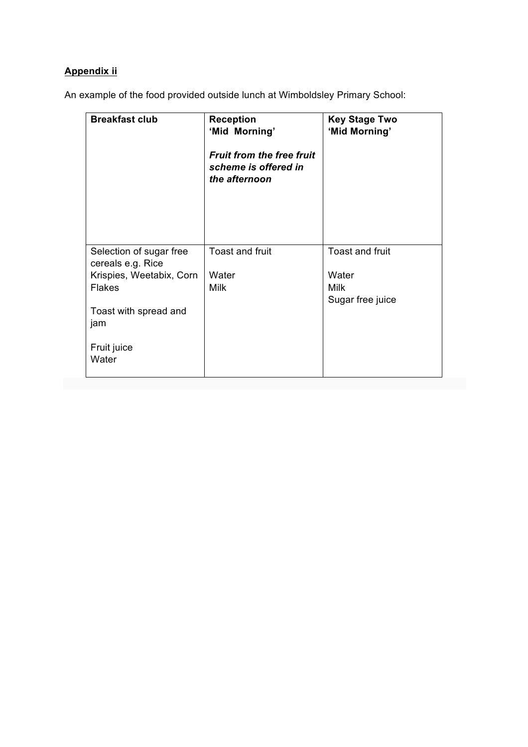**<u>Appendix ii</u>**

An example of the food provided outside lunch at Wimboldsley Primary School:

| **Breakfast club** | **Reception 'Mid Morning'**<br><br>***Fruit from the free fruit scheme is offered in the afternoon*** | **Key Stage Two 'Mid Morning'** |
|---|---|---|
| Selection of sugar free cereals e.g. Rice Krispies, Weetabix, Corn Flakes<br><br>Toast with spread and jam<br><br>Fruit juice<br>Water | Toast and fruit<br><br>Water<br>Milk | Toast and fruit<br><br>Water<br>Milk<br>Sugar free juice |